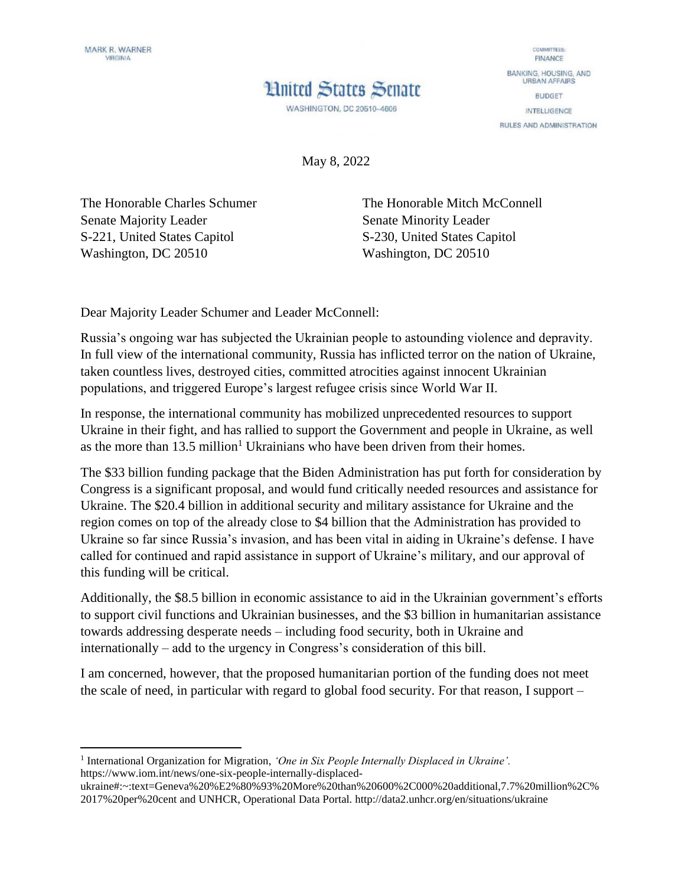MARK R. WARNER
VIRGINIA

United States Senate

WASHINGTON, DC 20510–4606

COMMITTEES:
FINANCE
BANKING, HOUSING, AND URBAN AFFAIRS
BUDGET
INTELLIGENCE
RULES AND ADMINISTRATION

May 8, 2022

The Honorable Charles Schumer
Senate Majority Leader
S-221, United States Capitol
Washington, DC 20510

The Honorable Mitch McConnell
Senate Minority Leader
S-230, United States Capitol
Washington, DC 20510

Dear Majority Leader Schumer and Leader McConnell:

Russia's ongoing war has subjected the Ukrainian people to astounding violence and depravity. In full view of the international community, Russia has inflicted terror on the nation of Ukraine, taken countless lives, destroyed cities, committed atrocities against innocent Ukrainian populations, and triggered Europe's largest refugee crisis since World War II.

In response, the international community has mobilized unprecedented resources to support Ukraine in their fight, and has rallied to support the Government and people in Ukraine, as well as the more than 13.5 million[1] Ukrainians who have been driven from their homes.

The $33 billion funding package that the Biden Administration has put forth for consideration by Congress is a significant proposal, and would fund critically needed resources and assistance for Ukraine. The $20.4 billion in additional security and military assistance for Ukraine and the region comes on top of the already close to $4 billion that the Administration has provided to Ukraine so far since Russia's invasion, and has been vital in aiding in Ukraine's defense. I have called for continued and rapid assistance in support of Ukraine's military, and our approval of this funding will be critical.

Additionally, the $8.5 billion in economic assistance to aid in the Ukrainian government's efforts to support civil functions and Ukrainian businesses, and the $3 billion in humanitarian assistance towards addressing desperate needs – including food security, both in Ukraine and internationally – add to the urgency in Congress's consideration of this bill.

I am concerned, however, that the proposed humanitarian portion of the funding does not meet the scale of need, in particular with regard to global food security. For that reason, I support –

---

[1] International Organization for Migration, *'One in Six People Internally Displaced in Ukraine'.* https://www.iom.int/news/one-six-people-internally-displaced-ukraine#:~:text=Geneva%20%E2%80%93%20More%20than%20600%2C000%20additional,7.7%20million%2C%2017%20per%20cent and UNHCR, Operational Data Portal. http://data2.unhcr.org/en/situations/ukraine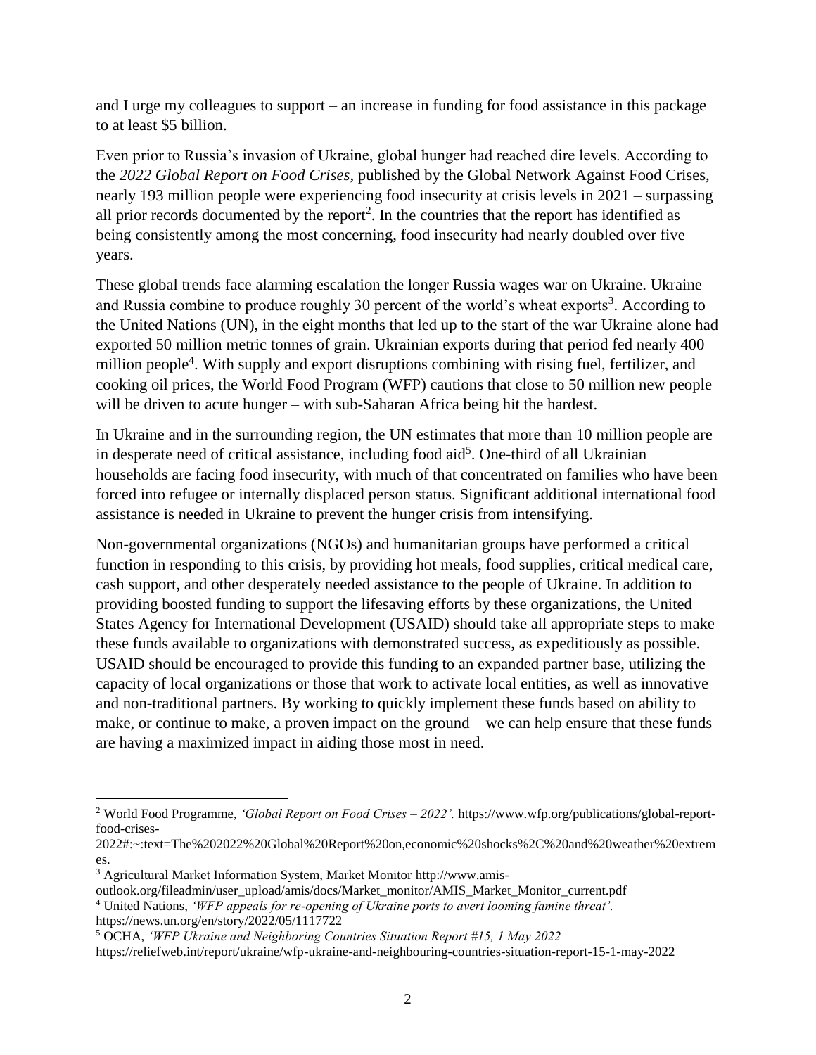and I urge my colleagues to support – an increase in funding for food assistance in this package to at least $5 billion.

Even prior to Russia's invasion of Ukraine, global hunger had reached dire levels. According to the *2022 Global Report on Food Crises*, published by the Global Network Against Food Crises, nearly 193 million people were experiencing food insecurity at crisis levels in 2021 – surpassing all prior records documented by the report[2]. In the countries that the report has identified as being consistently among the most concerning, food insecurity had nearly doubled over five years.

These global trends face alarming escalation the longer Russia wages war on Ukraine. Ukraine and Russia combine to produce roughly 30 percent of the world's wheat exports[3]. According to the United Nations (UN), in the eight months that led up to the start of the war Ukraine alone had exported 50 million metric tonnes of grain. Ukrainian exports during that period fed nearly 400 million people[4]. With supply and export disruptions combining with rising fuel, fertilizer, and cooking oil prices, the World Food Program (WFP) cautions that close to 50 million new people will be driven to acute hunger – with sub-Saharan Africa being hit the hardest.

In Ukraine and in the surrounding region, the UN estimates that more than 10 million people are in desperate need of critical assistance, including food aid[5]. One-third of all Ukrainian households are facing food insecurity, with much of that concentrated on families who have been forced into refugee or internally displaced person status. Significant additional international food assistance is needed in Ukraine to prevent the hunger crisis from intensifying.

Non-governmental organizations (NGOs) and humanitarian groups have performed a critical function in responding to this crisis, by providing hot meals, food supplies, critical medical care, cash support, and other desperately needed assistance to the people of Ukraine. In addition to providing boosted funding to support the lifesaving efforts by these organizations, the United States Agency for International Development (USAID) should take all appropriate steps to make these funds available to organizations with demonstrated success, as expeditiously as possible. USAID should be encouraged to provide this funding to an expanded partner base, utilizing the capacity of local organizations or those that work to activate local entities, as well as innovative and non-traditional partners. By working to quickly implement these funds based on ability to make, or continue to make, a proven impact on the ground – we can help ensure that these funds are having a maximized impact in aiding those most in need.

---

[2] World Food Programme, *'Global Report on Food Crises – 2022'.* https://www.wfp.org/publications/global-report-food-crises-2022#:~:text=The%202022%20Global%20Report%20on,economic%20shocks%2C%20and%20weather%20extremes.

[3] Agricultural Market Information System, Market Monitor http://www.amis-outlook.org/fileadmin/user_upload/amis/docs/Market_monitor/AMIS_Market_Monitor_current.pdf

[4] United Nations, *'WFP appeals for re-opening of Ukraine ports to avert looming famine threat'.* https://news.un.org/en/story/2022/05/1117722

[5] OCHA, *'WFP Ukraine and Neighboring Countries Situation Report #15, 1 May 2022* https://reliefweb.int/report/ukraine/wfp-ukraine-and-neighbouring-countries-situation-report-15-1-may-2022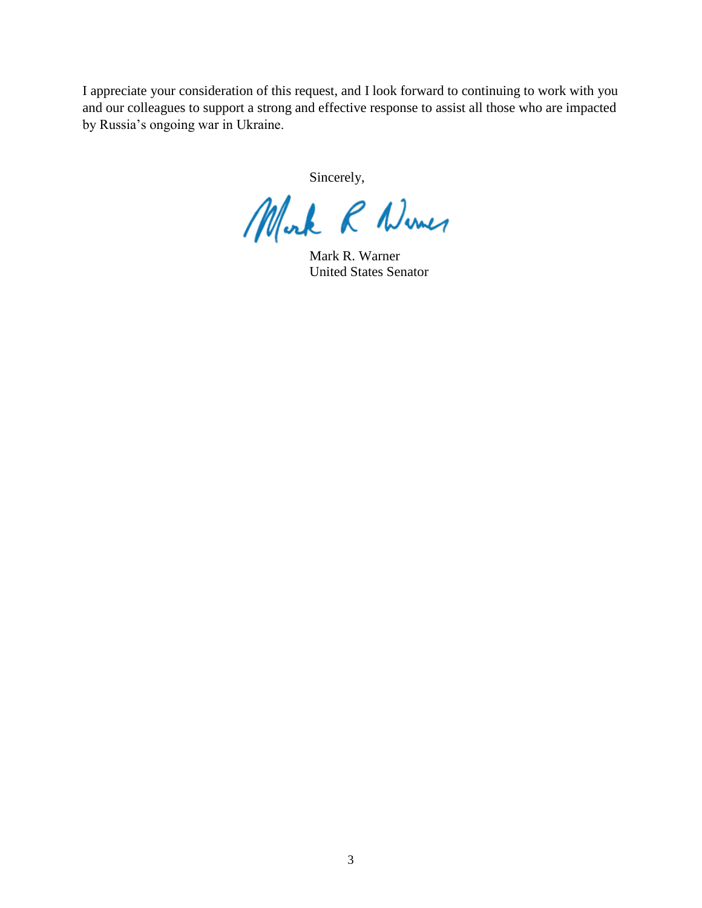I appreciate your consideration of this request, and I look forward to continuing to work with you and our colleagues to support a strong and effective response to assist all those who are impacted by Russia's ongoing war in Ukraine.

Sincerely,

Mark R. Warner
United States Senator